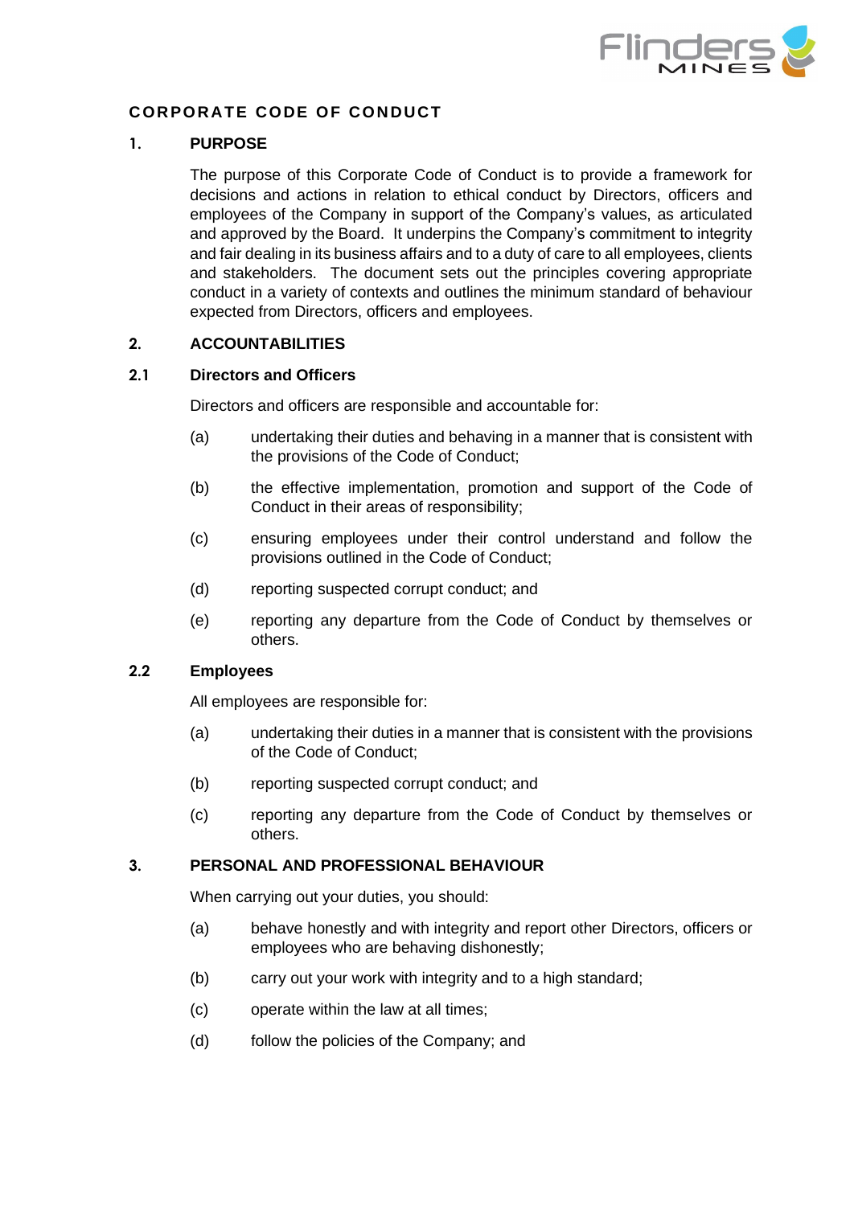# CORPORATE CODE OF CONDUCT

## 1. PURPOSE

The purpose of this Corporate Code of Conduct is to provide a framework for decisions and actions in relation to ethical conduct by Directors, officers and employees of the Company in support of the Company's values, as articulated and approved by the Board. It underpins the Company's commitment to integrity and fair dealing in its business affairs and to a duty of care to all employees, clients and stakeholders. The document sets out the principles covering appropriate conduct in a variety of contexts and outlines the minimum standard of behaviour expected from Directors, officers and employees.

## 2. ACCOUNTABILITIES

### 2.1 Directors and Officers

Directors and officers are responsible and accountable for:

(a) undertaking their duties and behaving in a manner that is consistent with the provisions of the Code of Conduct;

(b) the effective implementation, promotion and support of the Code of Conduct in their areas of responsibility;

(c) ensuring employees under their control understand and follow the provisions outlined in the Code of Conduct;

(d) reporting suspected corrupt conduct; and

(e) reporting any departure from the Code of Conduct by themselves or others.

### 2.2 Employees

All employees are responsible for:

(a) undertaking their duties in a manner that is consistent with the provisions of the Code of Conduct;

(b) reporting suspected corrupt conduct; and

(c) reporting any departure from the Code of Conduct by themselves or others.

## 3. PERSONAL AND PROFESSIONAL BEHAVIOUR

When carrying out your duties, you should:

(a) behave honestly and with integrity and report other Directors, officers or employees who are behaving dishonestly;

(b) carry out your work with integrity and to a high standard;

(c) operate within the law at all times;

(d) follow the policies of the Company; and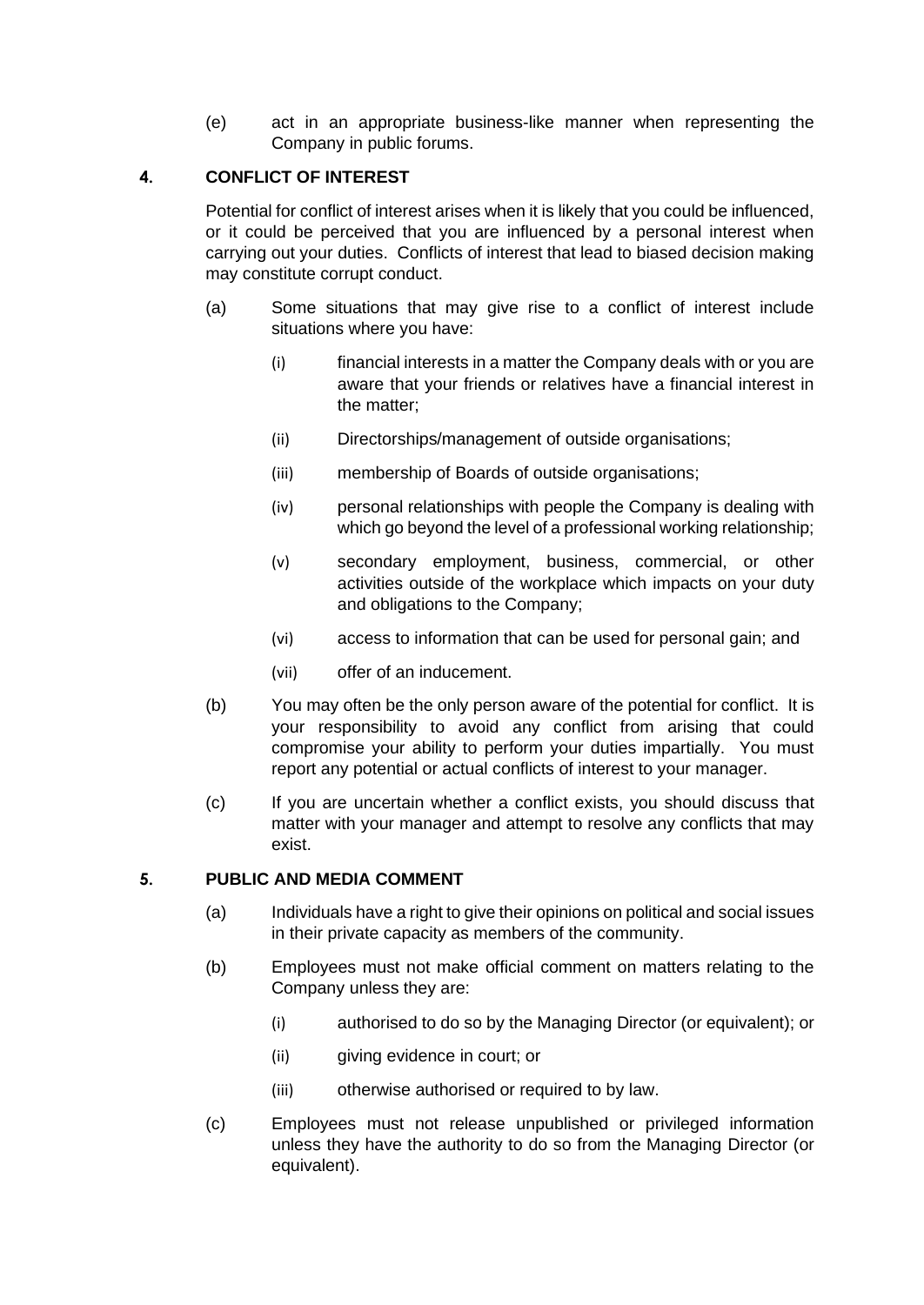(e) act in an appropriate business-like manner when representing the Company in public forums.

## 4. CONFLICT OF INTEREST

Potential for conflict of interest arises when it is likely that you could be influenced, or it could be perceived that you are influenced by a personal interest when carrying out your duties. Conflicts of interest that lead to biased decision making may constitute corrupt conduct.

(a) Some situations that may give rise to a conflict of interest include situations where you have:

  (i) financial interests in a matter the Company deals with or you are aware that your friends or relatives have a financial interest in the matter;

  (ii) Directorships/management of outside organisations;

  (iii) membership of Boards of outside organisations;

  (iv) personal relationships with people the Company is dealing with which go beyond the level of a professional working relationship;

  (v) secondary employment, business, commercial, or other activities outside of the workplace which impacts on your duty and obligations to the Company;

  (vi) access to information that can be used for personal gain; and

  (vii) offer of an inducement.

(b) You may often be the only person aware of the potential for conflict. It is your responsibility to avoid any conflict from arising that could compromise your ability to perform your duties impartially. You must report any potential or actual conflicts of interest to your manager.

(c) If you are uncertain whether a conflict exists, you should discuss that matter with your manager and attempt to resolve any conflicts that may exist.

## 5. PUBLIC AND MEDIA COMMENT

(a) Individuals have a right to give their opinions on political and social issues in their private capacity as members of the community.

(b) Employees must not make official comment on matters relating to the Company unless they are:

  (i) authorised to do so by the Managing Director (or equivalent); or

  (ii) giving evidence in court; or

  (iii) otherwise authorised or required to by law.

(c) Employees must not release unpublished or privileged information unless they have the authority to do so from the Managing Director (or equivalent).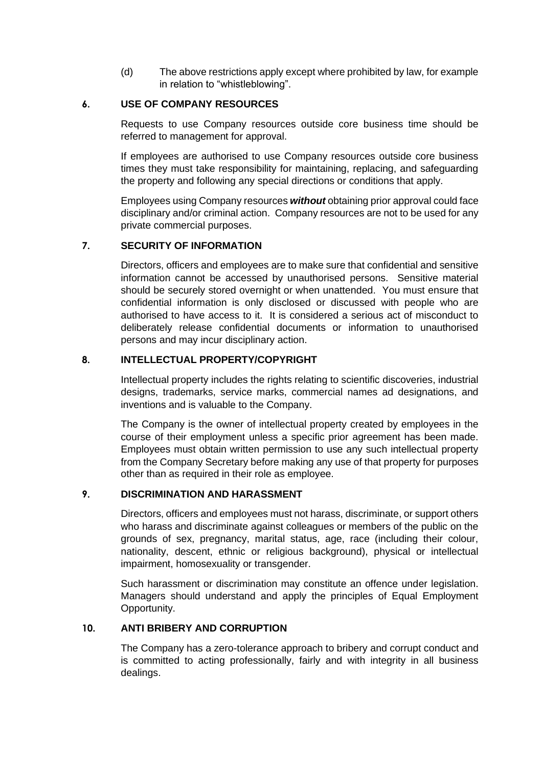(d) The above restrictions apply except where prohibited by law, for example in relation to "whistleblowing".

## 6. USE OF COMPANY RESOURCES

Requests to use Company resources outside core business time should be referred to management for approval.

If employees are authorised to use Company resources outside core business times they must take responsibility for maintaining, replacing, and safeguarding the property and following any special directions or conditions that apply.

Employees using Company resources ***without*** obtaining prior approval could face disciplinary and/or criminal action. Company resources are not to be used for any private commercial purposes.

## 7. SECURITY OF INFORMATION

Directors, officers and employees are to make sure that confidential and sensitive information cannot be accessed by unauthorised persons. Sensitive material should be securely stored overnight or when unattended. You must ensure that confidential information is only disclosed or discussed with people who are authorised to have access to it. It is considered a serious act of misconduct to deliberately release confidential documents or information to unauthorised persons and may incur disciplinary action.

## 8. INTELLECTUAL PROPERTY/COPYRIGHT

Intellectual property includes the rights relating to scientific discoveries, industrial designs, trademarks, service marks, commercial names ad designations, and inventions and is valuable to the Company.

The Company is the owner of intellectual property created by employees in the course of their employment unless a specific prior agreement has been made. Employees must obtain written permission to use any such intellectual property from the Company Secretary before making any use of that property for purposes other than as required in their role as employee.

## 9. DISCRIMINATION AND HARASSMENT

Directors, officers and employees must not harass, discriminate, or support others who harass and discriminate against colleagues or members of the public on the grounds of sex, pregnancy, marital status, age, race (including their colour, nationality, descent, ethnic or religious background), physical or intellectual impairment, homosexuality or transgender.

Such harassment or discrimination may constitute an offence under legislation. Managers should understand and apply the principles of Equal Employment Opportunity.

## 10. ANTI BRIBERY AND CORRUPTION

The Company has a zero-tolerance approach to bribery and corrupt conduct and is committed to acting professionally, fairly and with integrity in all business dealings.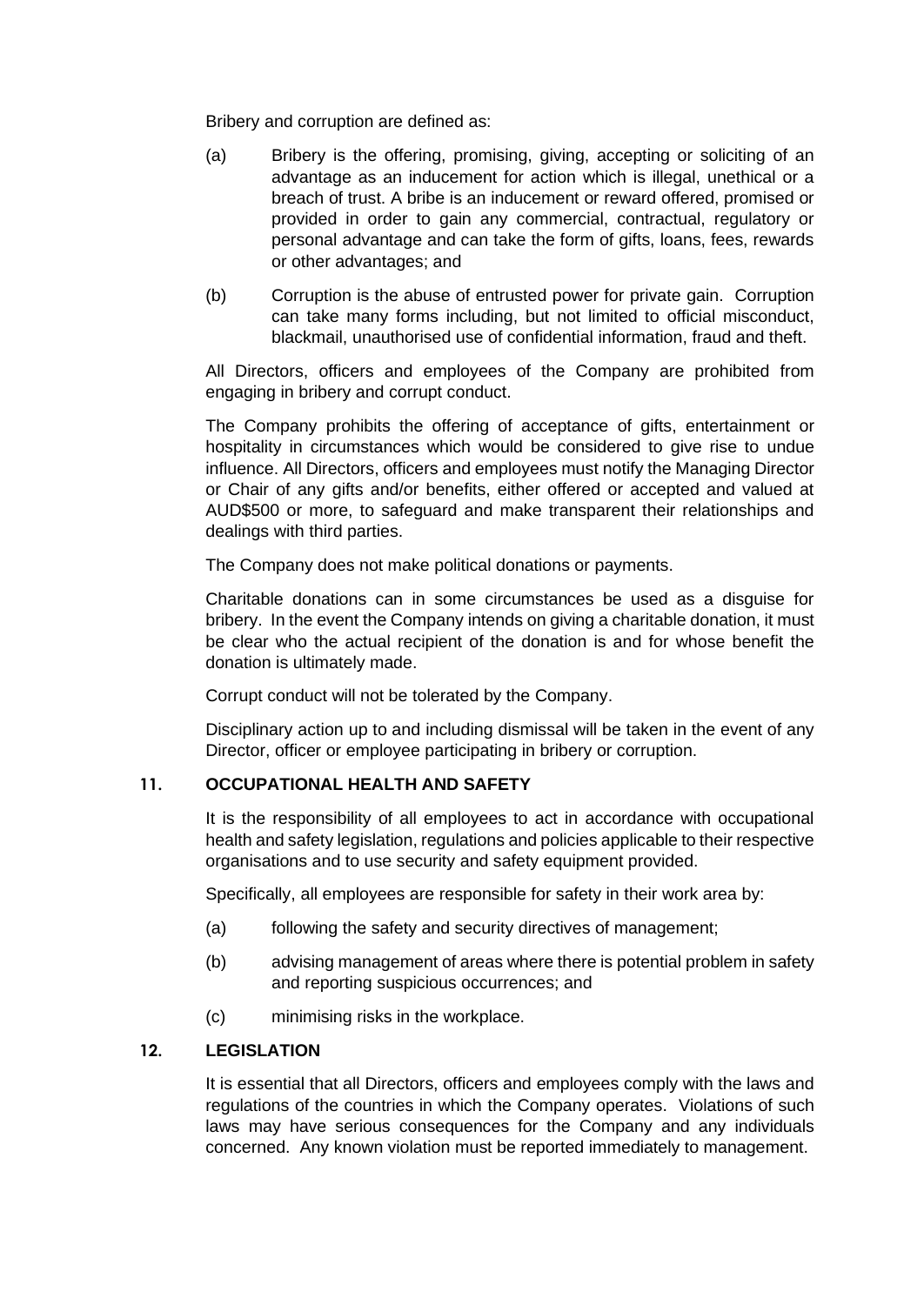Bribery and corruption are defined as:

(a) Bribery is the offering, promising, giving, accepting or soliciting of an advantage as an inducement for action which is illegal, unethical or a breach of trust. A bribe is an inducement or reward offered, promised or provided in order to gain any commercial, contractual, regulatory or personal advantage and can take the form of gifts, loans, fees, rewards or other advantages; and

(b) Corruption is the abuse of entrusted power for private gain. Corruption can take many forms including, but not limited to official misconduct, blackmail, unauthorised use of confidential information, fraud and theft.

All Directors, officers and employees of the Company are prohibited from engaging in bribery and corrupt conduct.

The Company prohibits the offering of acceptance of gifts, entertainment or hospitality in circumstances which would be considered to give rise to undue influence. All Directors, officers and employees must notify the Managing Director or Chair of any gifts and/or benefits, either offered or accepted and valued at AUD$500 or more, to safeguard and make transparent their relationships and dealings with third parties.

The Company does not make political donations or payments.

Charitable donations can in some circumstances be used as a disguise for bribery. In the event the Company intends on giving a charitable donation, it must be clear who the actual recipient of the donation is and for whose benefit the donation is ultimately made.

Corrupt conduct will not be tolerated by the Company.

Disciplinary action up to and including dismissal will be taken in the event of any Director, officer or employee participating in bribery or corruption.

## 11. OCCUPATIONAL HEALTH AND SAFETY

It is the responsibility of all employees to act in accordance with occupational health and safety legislation, regulations and policies applicable to their respective organisations and to use security and safety equipment provided.

Specifically, all employees are responsible for safety in their work area by:

(a) following the safety and security directives of management;

(b) advising management of areas where there is potential problem in safety and reporting suspicious occurrences; and

(c) minimising risks in the workplace.

## 12. LEGISLATION

It is essential that all Directors, officers and employees comply with the laws and regulations of the countries in which the Company operates. Violations of such laws may have serious consequences for the Company and any individuals concerned. Any known violation must be reported immediately to management.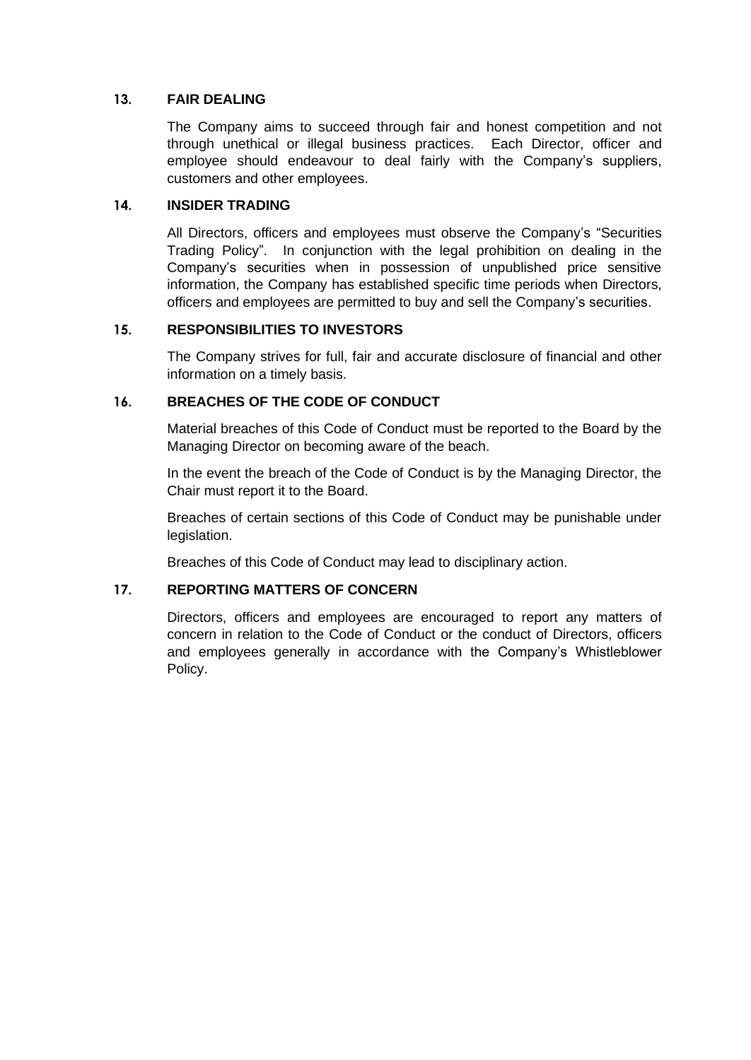## 13. FAIR DEALING

The Company aims to succeed through fair and honest competition and not through unethical or illegal business practices. Each Director, officer and employee should endeavour to deal fairly with the Company's suppliers, customers and other employees.

## 14. INSIDER TRADING

All Directors, officers and employees must observe the Company's "Securities Trading Policy". In conjunction with the legal prohibition on dealing in the Company's securities when in possession of unpublished price sensitive information, the Company has established specific time periods when Directors, officers and employees are permitted to buy and sell the Company's securities.

## 15. RESPONSIBILITIES TO INVESTORS

The Company strives for full, fair and accurate disclosure of financial and other information on a timely basis.

## 16. BREACHES OF THE CODE OF CONDUCT

Material breaches of this Code of Conduct must be reported to the Board by the Managing Director on becoming aware of the beach.

In the event the breach of the Code of Conduct is by the Managing Director, the Chair must report it to the Board.

Breaches of certain sections of this Code of Conduct may be punishable under legislation.

Breaches of this Code of Conduct may lead to disciplinary action.

## 17. REPORTING MATTERS OF CONCERN

Directors, officers and employees are encouraged to report any matters of concern in relation to the Code of Conduct or the conduct of Directors, officers and employees generally in accordance with the Company's Whistleblower Policy.